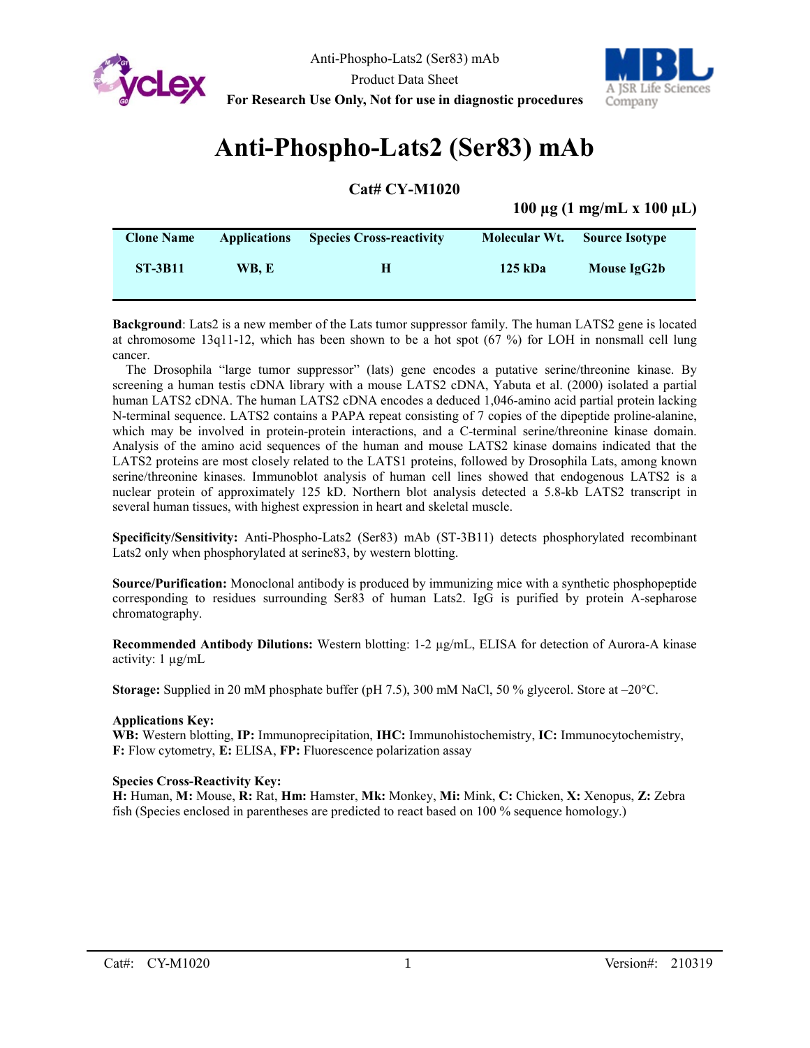Anti-Phospho-Lats2 (Ser83) mAb

Product Data Sheet

**For Research Use Only, Not for use in diagnostic procedures**

# Anti-Phospho-Lats2 (Ser83) mAb

**Cat# CY-M1020**

**100 µg (1 mg/mL x 100 µL)**

| Clone Name | Applications | Species Cross-reactivity | Molecular Wt. | Source Isotype |
|---|---|---|---|---|
| ST-3B11 | WB, E | H | 125 kDa | Mouse IgG2b |

**Background**: Lats2 is a new member of the Lats tumor suppressor family. The human LATS2 gene is located at chromosome 13q11-12, which has been shown to be a hot spot (67 %) for LOH in nonsmall cell lung cancer.

The Drosophila "large tumor suppressor" (lats) gene encodes a putative serine/threonine kinase. By screening a human testis cDNA library with a mouse LATS2 cDNA, Yabuta et al. (2000) isolated a partial human LATS2 cDNA. The human LATS2 cDNA encodes a deduced 1,046-amino acid partial protein lacking N-terminal sequence. LATS2 contains a PAPA repeat consisting of 7 copies of the dipeptide proline-alanine, which may be involved in protein-protein interactions, and a C-terminal serine/threonine kinase domain. Analysis of the amino acid sequences of the human and mouse LATS2 kinase domains indicated that the LATS2 proteins are most closely related to the LATS1 proteins, followed by Drosophila Lats, among known serine/threonine kinases. Immunoblot analysis of human cell lines showed that endogenous LATS2 is a nuclear protein of approximately 125 kD. Northern blot analysis detected a 5.8-kb LATS2 transcript in several human tissues, with highest expression in heart and skeletal muscle.

**Specificity/Sensitivity:** Anti-Phospho-Lats2 (Ser83) mAb (ST-3B11) detects phosphorylated recombinant Lats2 only when phosphorylated at serine83, by western blotting.

**Source/Purification:** Monoclonal antibody is produced by immunizing mice with a synthetic phosphopeptide corresponding to residues surrounding Ser83 of human Lats2. IgG is purified by protein A-sepharose chromatography.

**Recommended Antibody Dilutions:** Western blotting: 1-2 µg/mL, ELISA for detection of Aurora-A kinase activity: 1 µg/mL

**Storage:** Supplied in 20 mM phosphate buffer (pH 7.5), 300 mM NaCl, 50 % glycerol. Store at –20°C.

**Applications Key:**
**WB:** Western blotting, **IP:** Immunoprecipitation, **IHC:** Immunohistochemistry, **IC:** Immunocytochemistry, **F:** Flow cytometry, **E:** ELISA, **FP:** Fluorescence polarization assay

**Species Cross-Reactivity Key:**
**H:** Human, **M:** Mouse, **R:** Rat, **Hm:** Hamster, **Mk:** Monkey, **Mi:** Mink, **C:** Chicken, **X:** Xenopus, **Z:** Zebra fish (Species enclosed in parentheses are predicted to react based on 100 % sequence homology.)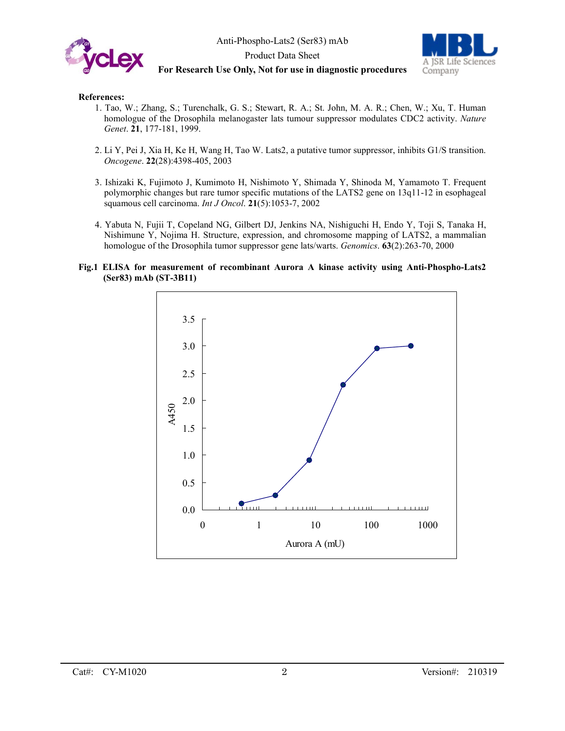**References:**

1. Tao, W.; Zhang, S.; Turenchalk, G. S.; Stewart, R. A.; St. John, M. A. R.; Chen, W.; Xu, T. Human homologue of the Drosophila melanogaster lats tumour suppressor modulates CDC2 activity. *Nature Genet*. **21**, 177-181, 1999.

2. Li Y, Pei J, Xia H, Ke H, Wang H, Tao W. Lats2, a putative tumor suppressor, inhibits G1/S transition. *Oncogene*. **22**(28):4398-405, 2003

3. Ishizaki K, Fujimoto J, Kumimoto H, Nishimoto Y, Shimada Y, Shinoda M, Yamamoto T. Frequent polymorphic changes but rare tumor specific mutations of the LATS2 gene on 13q11-12 in esophageal squamous cell carcinoma. *Int J Oncol*. **21**(5):1053-7, 2002

4. Yabuta N, Fujii T, Copeland NG, Gilbert DJ, Jenkins NA, Nishiguchi H, Endo Y, Toji S, Tanaka H, Nishimune Y, Nojima H. Structure, expression, and chromosome mapping of LATS2, a mammalian homologue of the Drosophila tumor suppressor gene lats/warts. *Genomics*. **63**(2):263-70, 2000

**Fig.1 ELISA for measurement of recombinant Aurora A kinase activity using Anti-Phospho-Lats2 (Ser83) mAb (ST-3B11)**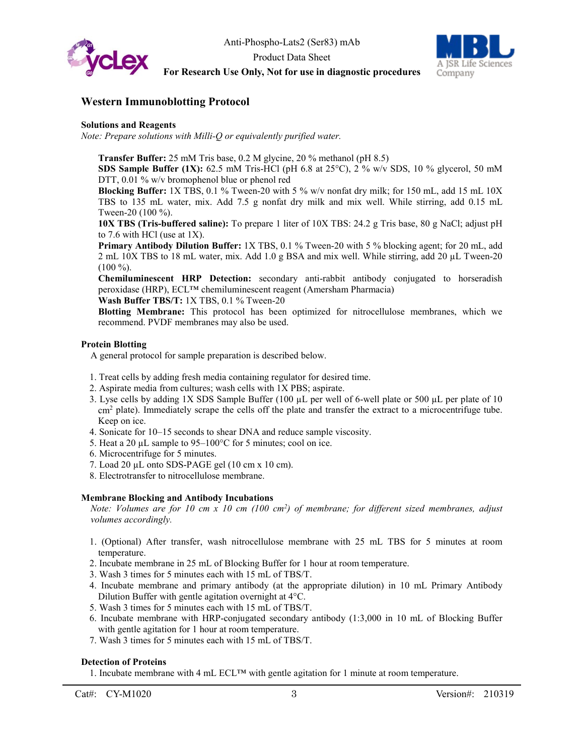## Western Immunoblotting Protocol

### Solutions and Reagents

*Note: Prepare solutions with Milli-Q or equivalently purified water.*

**Transfer Buffer:** 25 mM Tris base, 0.2 M glycine, 20 % methanol (pH 8.5)
**SDS Sample Buffer (1X):** 62.5 mM Tris-HCl (pH 6.8 at 25°C), 2 % w/v SDS, 10 % glycerol, 50 mM DTT, 0.01 % w/v bromophenol blue or phenol red
**Blocking Buffer:** 1X TBS, 0.1 % Tween-20 with 5 % w/v nonfat dry milk; for 150 mL, add 15 mL 10X TBS to 135 mL water, mix. Add 7.5 g nonfat dry milk and mix well. While stirring, add 0.15 mL Tween-20 (100 %).
**10X TBS (Tris-buffered saline):** To prepare 1 liter of 10X TBS: 24.2 g Tris base, 80 g NaCl; adjust pH to 7.6 with HCl (use at 1X).
**Primary Antibody Dilution Buffer:** 1X TBS, 0.1 % Tween-20 with 5 % blocking agent; for 20 mL, add 2 mL 10X TBS to 18 mL water, mix. Add 1.0 g BSA and mix well. While stirring, add 20 µL Tween-20 (100 %).
**Chemiluminescent HRP Detection:** secondary anti-rabbit antibody conjugated to horseradish peroxidase (HRP), ECL™ chemiluminescent reagent (Amersham Pharmacia)
**Wash Buffer TBS/T:** 1X TBS, 0.1 % Tween-20
**Blotting Membrane:** This protocol has been optimized for nitrocellulose membranes, which we recommend. PVDF membranes may also be used.

### Protein Blotting

A general protocol for sample preparation is described below.

1. Treat cells by adding fresh media containing regulator for desired time.
2. Aspirate media from cultures; wash cells with 1X PBS; aspirate.
3. Lyse cells by adding 1X SDS Sample Buffer (100 µL per well of 6-well plate or 500 µL per plate of 10 $cm^2$ plate). Immediately scrape the cells off the plate and transfer the extract to a microcentrifuge tube. Keep on ice.
4. Sonicate for 10–15 seconds to shear DNA and reduce sample viscosity.
5. Heat a 20 µL sample to 95–100°C for 5 minutes; cool on ice.
6. Microcentrifuge for 5 minutes.
7. Load 20 µL onto SDS-PAGE gel (10 cm x 10 cm).
8. Electrotransfer to nitrocellulose membrane.

### Membrane Blocking and Antibody Incubations

*Note: Volumes are for 10 cm x 10 cm (100 $cm^2$) of membrane; for different sized membranes, adjust volumes accordingly.*

1. (Optional) After transfer, wash nitrocellulose membrane with 25 mL TBS for 5 minutes at room temperature.
2. Incubate membrane in 25 mL of Blocking Buffer for 1 hour at room temperature.
3. Wash 3 times for 5 minutes each with 15 mL of TBS/T.
4. Incubate membrane and primary antibody (at the appropriate dilution) in 10 mL Primary Antibody Dilution Buffer with gentle agitation overnight at 4°C.
5. Wash 3 times for 5 minutes each with 15 mL of TBS/T.
6. Incubate membrane with HRP-conjugated secondary antibody (1:3,000 in 10 mL of Blocking Buffer with gentle agitation for 1 hour at room temperature.
7. Wash 3 times for 5 minutes each with 15 mL of TBS/T.

### Detection of Proteins

1. Incubate membrane with 4 mL ECL™ with gentle agitation for 1 minute at room temperature.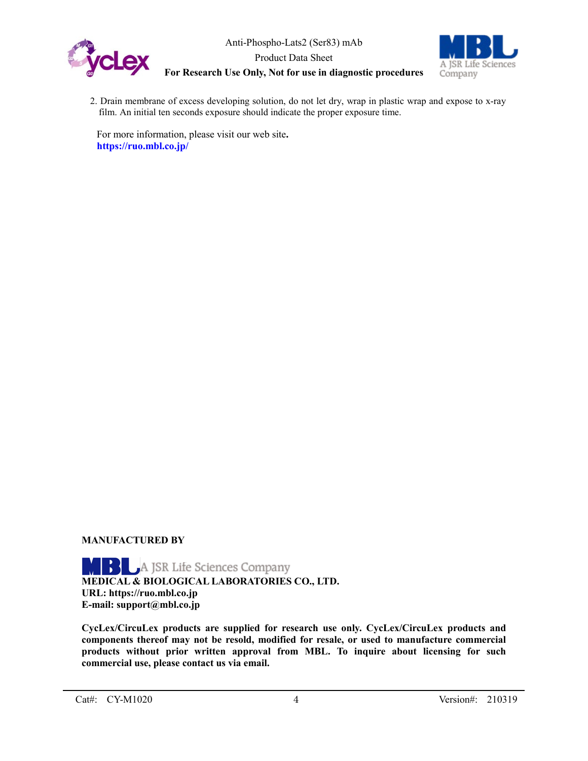2. Drain membrane of excess developing solution, do not let dry, wrap in plastic wrap and expose to x-ray film. An initial ten seconds exposure should indicate the proper exposure time.

For more information, please visit our web site**.**
**https://ruo.mbl.co.jp/**

**MANUFACTURED BY**

A JSR Life Sciences Company
**MEDICAL & BIOLOGICAL LABORATORIES CO., LTD.**
**URL: https://ruo.mbl.co.jp**
**E-mail: support@mbl.co.jp**

**CycLex/CircuLex products are supplied for research use only. CycLex/CircuLex products and components thereof may not be resold, modified for resale, or used to manufacture commercial products without prior written approval from MBL. To inquire about licensing for such commercial use, please contact us via email.**